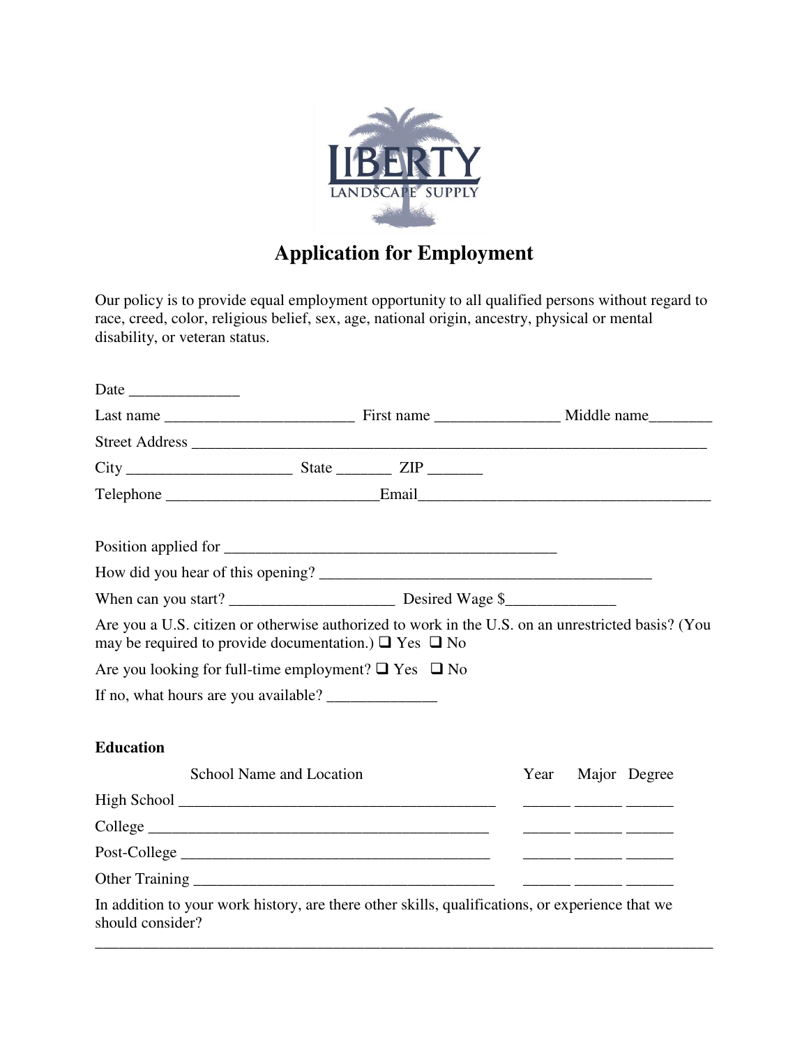LIBERTY
LANDSCAPE SUPPLY

# Application for Employment

Our policy is to provide equal employment opportunity to all qualified persons without regard to race, creed, color, religious belief, sex, age, national origin, ancestry, physical or mental disability, or veteran status.

Date ______________

Last name ________________________ First name ________________ Middle name________

Street Address ____________________________________________________________

City _____________________ State _______ ZIP _______

Telephone ___________________________Email_____________________________________

Position applied for ___________________________________________

How did you hear of this opening? ___________________________________________

When can you start? _____________________ Desired Wage $______________

Are you a U.S. citizen or otherwise authorized to work in the U.S. on an unrestricted basis? (You may be required to provide documentation.) ❑ Yes ❑ No

Are you looking for full-time employment? ❑ Yes ❑ No

If no, what hours are you available? ______________

**Education**

| | School Name and Location | Year | Major | Degree |
|---|---|---|---|---|
| High School | ________________________________________ | ______ | ______ | ______ |
| College | ________________________________________ | ______ | ______ | ______ |
| Post-College | ________________________________________ | ______ | ______ | ______ |
| Other Training | ________________________________________ | ______ | ______ | ______ |

In addition to your work history, are there other skills, qualifications, or experience that we should consider?

_______________________________________________________________________________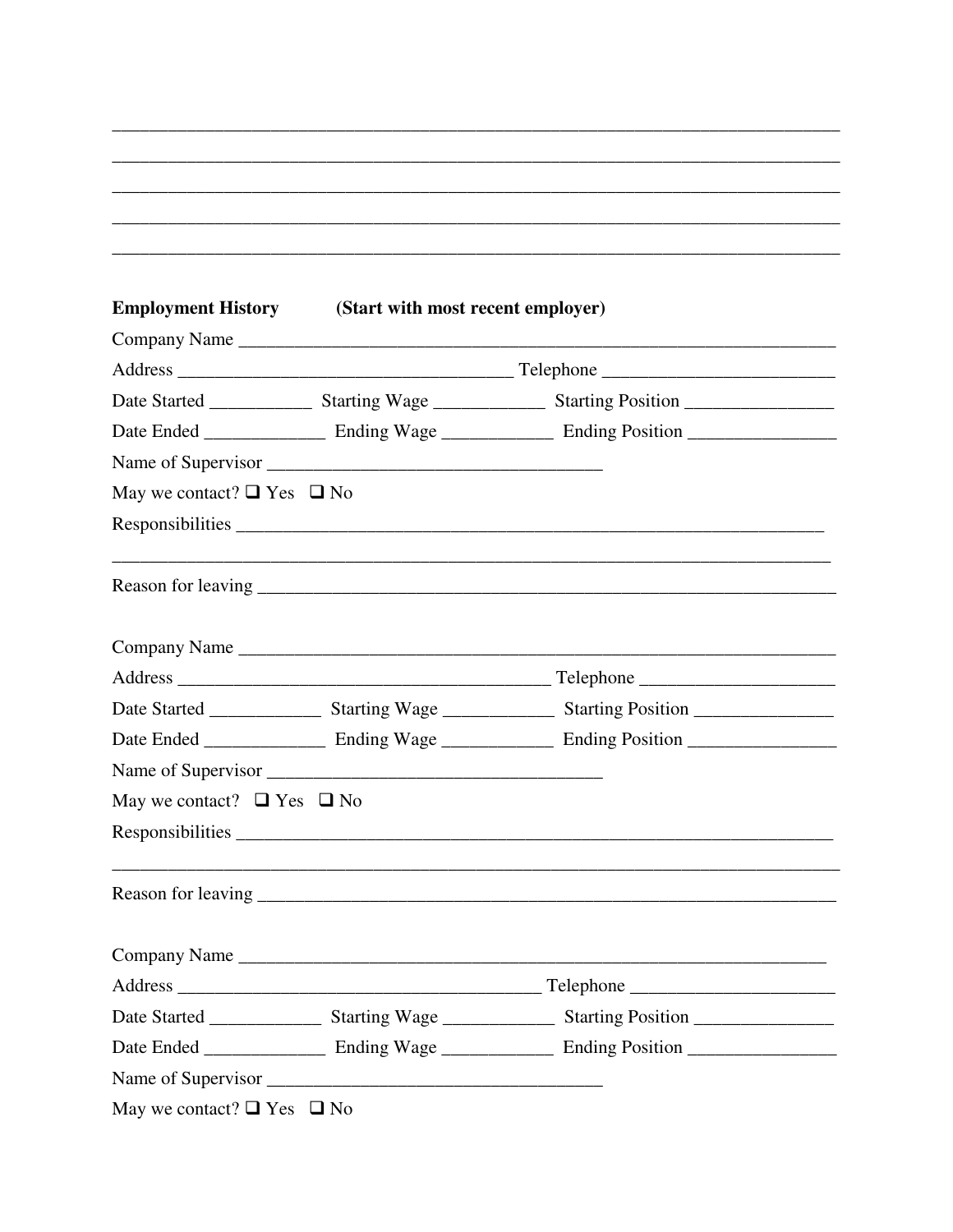\_\_\_\_\_\_\_\_\_\_\_\_\_\_\_\_\_\_\_\_\_\_\_\_\_\_\_\_\_\_\_\_\_\_\_\_\_\_\_\_\_\_\_\_\_\_\_\_\_\_\_\_\_\_\_\_\_\_\_\_\_\_\_\_\_\_\_\_\_\_\_\_\_\_

\_\_\_\_\_\_\_\_\_\_\_\_\_\_\_\_\_\_\_\_\_\_\_\_\_\_\_\_\_\_\_\_\_\_\_\_\_\_\_\_\_\_\_\_\_\_\_\_\_\_\_\_\_\_\_\_\_\_\_\_\_\_\_\_\_\_\_\_\_\_\_\_\_\_

\_\_\_\_\_\_\_\_\_\_\_\_\_\_\_\_\_\_\_\_\_\_\_\_\_\_\_\_\_\_\_\_\_\_\_\_\_\_\_\_\_\_\_\_\_\_\_\_\_\_\_\_\_\_\_\_\_\_\_\_\_\_\_\_\_\_\_\_\_\_\_\_\_\_

\_\_\_\_\_\_\_\_\_\_\_\_\_\_\_\_\_\_\_\_\_\_\_\_\_\_\_\_\_\_\_\_\_\_\_\_\_\_\_\_\_\_\_\_\_\_\_\_\_\_\_\_\_\_\_\_\_\_\_\_\_\_\_\_\_\_\_\_\_\_\_\_\_\_

\_\_\_\_\_\_\_\_\_\_\_\_\_\_\_\_\_\_\_\_\_\_\_\_\_\_\_\_\_\_\_\_\_\_\_\_\_\_\_\_\_\_\_\_\_\_\_\_\_\_\_\_\_\_\_\_\_\_\_\_\_\_\_\_\_\_\_\_\_\_\_\_\_\_

**Employment History** **(Start with most recent employer)**

Company Name \_\_\_\_\_\_\_\_\_\_\_\_\_\_\_\_\_\_\_\_\_\_\_\_\_\_\_\_\_\_\_\_\_\_\_\_\_\_\_\_\_\_\_\_\_\_\_\_\_\_\_\_\_\_\_\_\_\_\_\_

Address \_\_\_\_\_\_\_\_\_\_\_\_\_\_\_\_\_\_\_\_\_\_\_\_\_\_\_\_\_\_\_\_\_\_\_ Telephone \_\_\_\_\_\_\_\_\_\_\_\_\_\_\_\_\_\_\_\_\_\_\_\_

Date Started \_\_\_\_\_\_\_\_\_\_ Starting Wage \_\_\_\_\_\_\_\_\_\_\_ Starting Position \_\_\_\_\_\_\_\_\_\_\_\_\_\_\_

Date Ended \_\_\_\_\_\_\_\_\_\_\_\_ Ending Wage \_\_\_\_\_\_\_\_\_\_\_ Ending Position \_\_\_\_\_\_\_\_\_\_\_\_\_\_\_

Name of Supervisor \_\_\_\_\_\_\_\_\_\_\_\_\_\_\_\_\_\_\_\_\_\_\_\_\_\_\_\_\_\_\_\_\_\_\_

May we contact? ❑ Yes ❑ No

Responsibilities \_\_\_\_\_\_\_\_\_\_\_\_\_\_\_\_\_\_\_\_\_\_\_\_\_\_\_\_\_\_\_\_\_\_\_\_\_\_\_\_\_\_\_\_\_\_\_\_\_\_\_\_\_\_\_\_\_\_\_\_

\_\_\_\_\_\_\_\_\_\_\_\_\_\_\_\_\_\_\_\_\_\_\_\_\_\_\_\_\_\_\_\_\_\_\_\_\_\_\_\_\_\_\_\_\_\_\_\_\_\_\_\_\_\_\_\_\_\_\_\_\_\_\_\_\_\_\_\_\_\_\_\_\_\_

Reason for leaving \_\_\_\_\_\_\_\_\_\_\_\_\_\_\_\_\_\_\_\_\_\_\_\_\_\_\_\_\_\_\_\_\_\_\_\_\_\_\_\_\_\_\_\_\_\_\_\_\_\_\_\_\_\_\_\_\_\_\_\_

Company Name \_\_\_\_\_\_\_\_\_\_\_\_\_\_\_\_\_\_\_\_\_\_\_\_\_\_\_\_\_\_\_\_\_\_\_\_\_\_\_\_\_\_\_\_\_\_\_\_\_\_\_\_\_\_\_\_\_\_\_\_

Address \_\_\_\_\_\_\_\_\_\_\_\_\_\_\_\_\_\_\_\_\_\_\_\_\_\_\_\_\_\_\_\_\_\_\_\_\_\_\_ Telephone \_\_\_\_\_\_\_\_\_\_\_\_\_\_\_\_\_\_\_\_

Date Started \_\_\_\_\_\_\_\_\_\_\_ Starting Wage \_\_\_\_\_\_\_\_\_\_\_ Starting Position \_\_\_\_\_\_\_\_\_\_\_\_\_\_

Date Ended \_\_\_\_\_\_\_\_\_\_\_\_ Ending Wage \_\_\_\_\_\_\_\_\_\_\_ Ending Position \_\_\_\_\_\_\_\_\_\_\_\_\_\_\_

Name of Supervisor \_\_\_\_\_\_\_\_\_\_\_\_\_\_\_\_\_\_\_\_\_\_\_\_\_\_\_\_\_\_\_\_\_\_\_

May we contact? ❑ Yes ❑ No

Responsibilities \_\_\_\_\_\_\_\_\_\_\_\_\_\_\_\_\_\_\_\_\_\_\_\_\_\_\_\_\_\_\_\_\_\_\_\_\_\_\_\_\_\_\_\_\_\_\_\_\_\_\_\_\_\_\_\_\_\_\_\_

\_\_\_\_\_\_\_\_\_\_\_\_\_\_\_\_\_\_\_\_\_\_\_\_\_\_\_\_\_\_\_\_\_\_\_\_\_\_\_\_\_\_\_\_\_\_\_\_\_\_\_\_\_\_\_\_\_\_\_\_\_\_\_\_\_\_\_\_\_\_\_\_\_\_

Reason for leaving \_\_\_\_\_\_\_\_\_\_\_\_\_\_\_\_\_\_\_\_\_\_\_\_\_\_\_\_\_\_\_\_\_\_\_\_\_\_\_\_\_\_\_\_\_\_\_\_\_\_\_\_\_\_\_\_\_\_\_\_

Company Name \_\_\_\_\_\_\_\_\_\_\_\_\_\_\_\_\_\_\_\_\_\_\_\_\_\_\_\_\_\_\_\_\_\_\_\_\_\_\_\_\_\_\_\_\_\_\_\_\_\_\_\_\_\_\_\_\_\_\_

Address \_\_\_\_\_\_\_\_\_\_\_\_\_\_\_\_\_\_\_\_\_\_\_\_\_\_\_\_\_\_\_\_\_\_\_\_\_\_ Telephone \_\_\_\_\_\_\_\_\_\_\_\_\_\_\_\_\_\_\_\_\_

Date Started \_\_\_\_\_\_\_\_\_\_\_ Starting Wage \_\_\_\_\_\_\_\_\_\_\_ Starting Position \_\_\_\_\_\_\_\_\_\_\_\_\_\_

Date Ended \_\_\_\_\_\_\_\_\_\_\_\_ Ending Wage \_\_\_\_\_\_\_\_\_\_\_ Ending Position \_\_\_\_\_\_\_\_\_\_\_\_\_\_\_

Name of Supervisor \_\_\_\_\_\_\_\_\_\_\_\_\_\_\_\_\_\_\_\_\_\_\_\_\_\_\_\_\_\_\_\_\_\_\_

May we contact? ❑ Yes ❑ No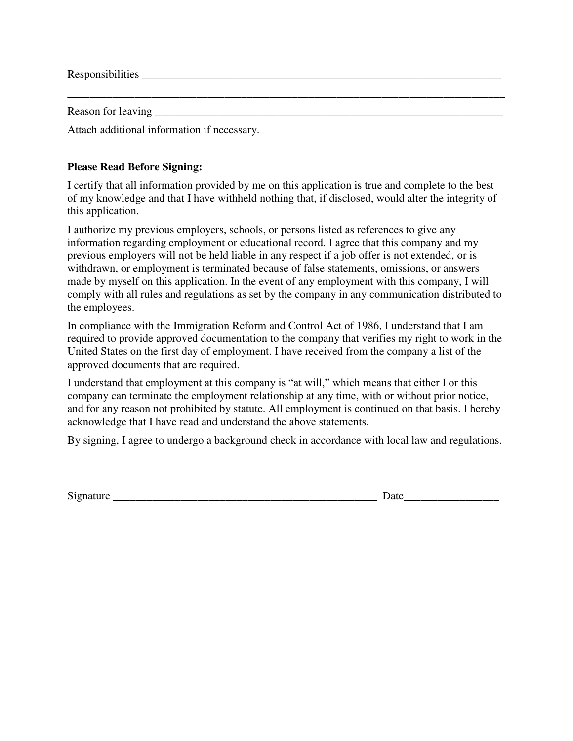Responsibilities ______________________________________________________________________

________________________________________________________________________________

Reason for leaving ____________________________________________________________________

Attach additional information if necessary.

**Please Read Before Signing:**

I certify that all information provided by me on this application is true and complete to the best of my knowledge and that I have withheld nothing that, if disclosed, would alter the integrity of this application.

I authorize my previous employers, schools, or persons listed as references to give any information regarding employment or educational record. I agree that this company and my previous employers will not be held liable in any respect if a job offer is not extended, or is withdrawn, or employment is terminated because of false statements, omissions, or answers made by myself on this application. In the event of any employment with this company, I will comply with all rules and regulations as set by the company in any communication distributed to the employees.

In compliance with the Immigration Reform and Control Act of 1986, I understand that I am required to provide approved documentation to the company that verifies my right to work in the United States on the first day of employment. I have received from the company a list of the approved documents that are required.

I understand that employment at this company is "at will," which means that either I or this company can terminate the employment relationship at any time, with or without prior notice, and for any reason not prohibited by statute. All employment is continued on that basis. I hereby acknowledge that I have read and understand the above statements.

By signing, I agree to undergo a background check in accordance with local law and regulations.

Signature _________________________________________________ Date________________